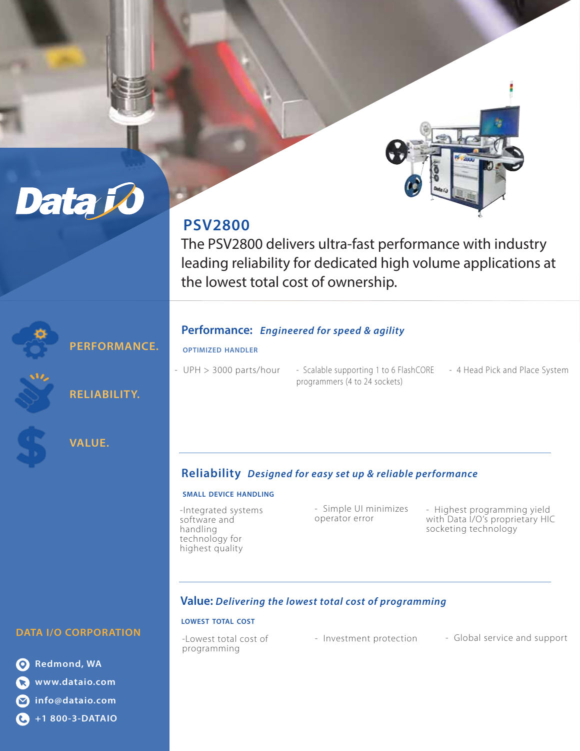Data I/O

# PSV2800

The PSV2800 delivers ultra-fast performance with industry leading reliability for dedicated high volume applications at the lowest total cost of ownership.

PERFORMANCE.

RELIABILITY.

VALUE.

## Performance: *Engineered for speed & agility*

**OPTIMIZED HANDLER**

- UPH > 3000 parts/hour
- Scalable supporting 1 to 6 FlashCORE programmers (4 to 24 sockets)
- 4 Head Pick and Place System

## Reliability *Designed for easy set up & reliable performance*

**SMALL DEVICE HANDLING**

- Integrated systems software and handling technology for highest quality
- Simple UI minimizes operator error
- Highest programming yield with Data I/O's proprietary HIC socketing technology

## Value: *Delivering the lowest total cost of programming*

**LOWEST TOTAL COST**

- Lowest total cost of programming
- Investment protection
- Global service and support

**DATA I/O CORPORATION**

Redmond, WA

www.dataio.com

info@dataio.com

+1 800-3-DATAIO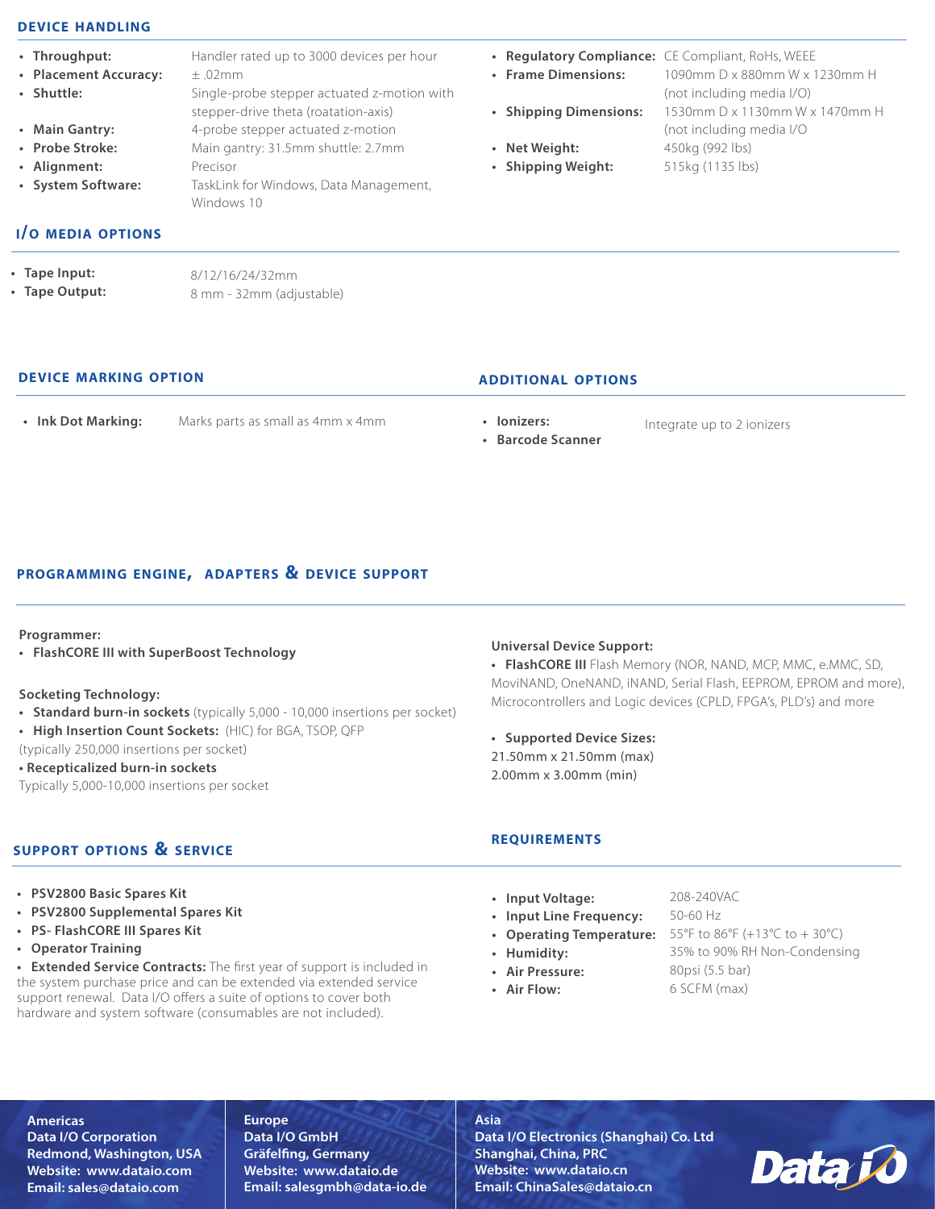## DEVICE HANDLING

- **Throughput:** Handler rated up to 3000 devices per hour
- **Placement Accuracy:** ± .02mm
- **Shuttle:** Single-probe stepper actuated z-motion with stepper-drive theta (roatation-axis)
- **Main Gantry:** 4-probe stepper actuated z-motion
- **Probe Stroke:** Main gantry: 31.5mm shuttle: 2.7mm
- **Alignment:** Precisor
- **System Software:** TaskLink for Windows, Data Management, Windows 10
- **Regulatory Compliance:** CE Compliant, RoHs, WEEE
- **Frame Dimensions:** 1090mm D x 880mm W x 1230mm H (not including media I/O)
- **Shipping Dimensions:** 1530mm D x 1130mm W x 1470mm H (not including media I/O
- **Net Weight:** 450kg (992 lbs)
- **Shipping Weight:** 515kg (1135 lbs)

## I/O MEDIA OPTIONS

- **Tape Input:** 8/12/16/24/32mm
- **Tape Output:** 8 mm - 32mm (adjustable)

## DEVICE MARKING OPTION

- **Ink Dot Marking:** Marks parts as small as 4mm x 4mm

## ADDITIONAL OPTIONS

- **Ionizers:** Integrate up to 2 ionizers
- **Barcode Scanner**

## PROGRAMMING ENGINE, ADAPTERS & DEVICE SUPPORT

**Programmer:**

- **FlashCORE III with SuperBoost Technology**

**Socketing Technology:**

- **Standard burn-in sockets** (typically 5,000 - 10,000 insertions per socket)
- **High Insertion Count Sockets:** (HIC) for BGA, TSOP, QFP (typically 250,000 insertions per socket)
- **Recepticalized burn-in sockets** Typically 5,000-10,000 insertions per socket

**Universal Device Support:**

- **FlashCORE III** Flash Memory (NOR, NAND, MCP, MMC, e.MMC, SD, MoviNAND, OneNAND, iNAND, Serial Flash, EEPROM, EPROM and more), Microcontrollers and Logic devices (CPLD, FPGA's, PLD's) and more

- **Supported Device Sizes:**
21.50mm x 21.50mm (max)
2.00mm x 3.00mm (min)

## SUPPORT OPTIONS & SERVICE

- **PSV2800 Basic Spares Kit**
- **PSV2800 Supplemental Spares Kit**
- **PS- FlashCORE III Spares Kit**
- **Operator Training**
- **Extended Service Contracts:** The first year of support is included in the system purchase price and can be extended via extended service support renewal. Data I/O offers a suite of options to cover both hardware and system software (consumables are not included).

## REQUIREMENTS

- **Input Voltage:** 208-240VAC
- **Input Line Frequency:** 50-60 Hz
- **Operating Temperature:** 55°F to 86°F (+13°C to + 30°C)
- **Humidity:** 35% to 90% RH Non-Condensing
- **Air Pressure:** 80psi (5.5 bar)
- **Air Flow:** 6 SCFM (max)

**Americas**
**Data I/O Corporation**
**Redmond, Washington, USA**
**Website: www.dataio.com**
**Email: sales@dataio.com**

**Europe**
**Data I/O GmbH**
**Gräfelfing, Germany**
**Website: www.dataio.de**
**Email: salesgmbh@data-io.de**

**Asia**
**Data I/O Electronics (Shanghai) Co. Ltd**
**Shanghai, China, PRC**
**Website: www.dataio.cn**
**Email: ChinaSales@dataio.cn**

Data I/O